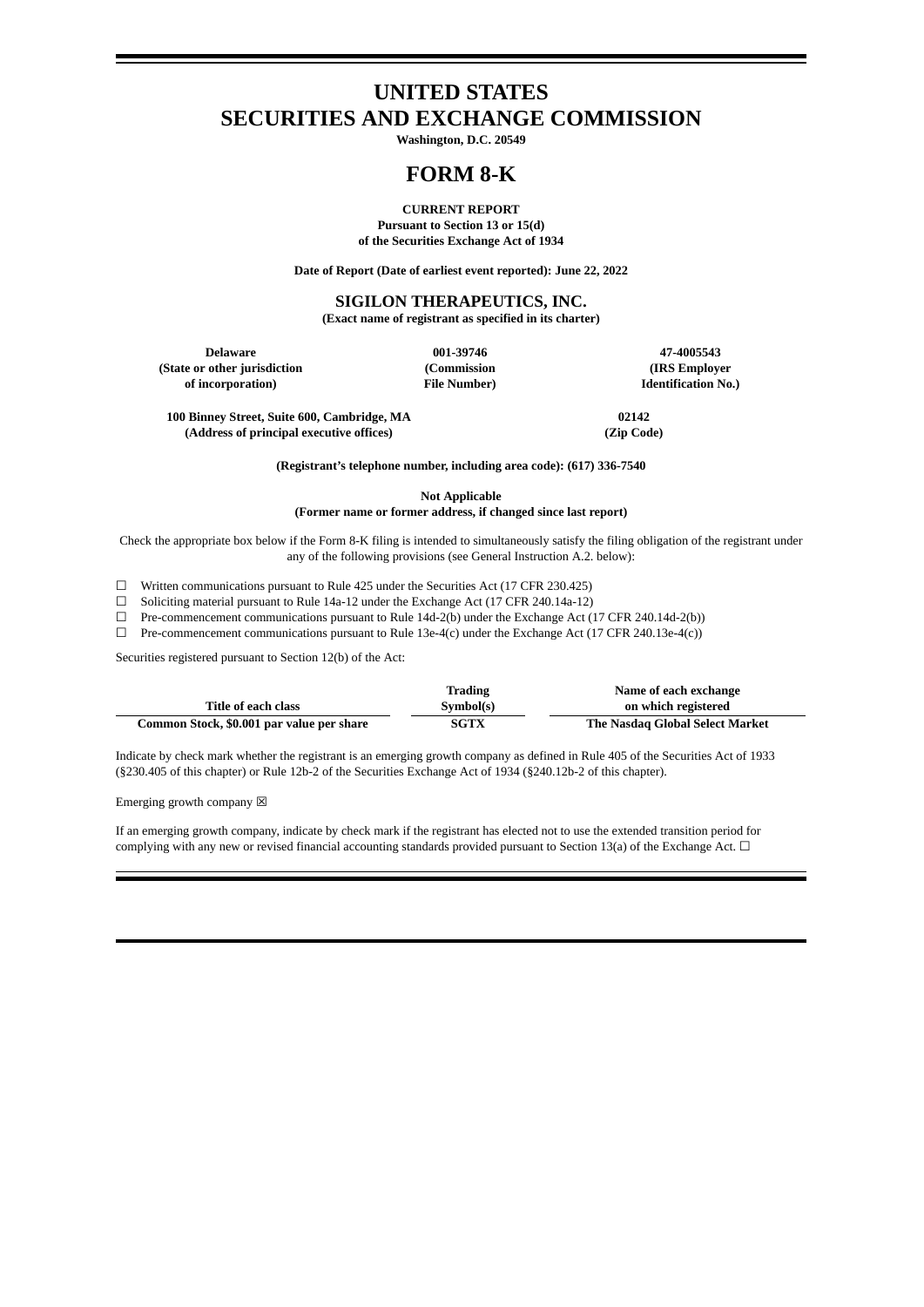# UNITED STATES
# SECURITIES AND EXCHANGE COMMISSION

**Washington, D.C. 20549**

# FORM 8-K

**CURRENT REPORT**
**Pursuant to Section 13 or 15(d)**
**of the Securities Exchange Act of 1934**

**Date of Report (Date of earliest event reported): June 22, 2022**

## SIGILON THERAPEUTICS, INC.

**(Exact name of registrant as specified in its charter)**

| | | |
|---|---|---|
| **Delaware** | **001-39746** | **47-4005543** |
| **(State or other jurisdiction of incorporation)** | **(Commission File Number)** | **(IRS Employer Identification No.)** |

| | |
|---|---|
| **100 Binney Street, Suite 600, Cambridge, MA** | **02142** |
| **(Address of principal executive offices)** | **(Zip Code)** |

**(Registrant's telephone number, including area code): (617) 336-7540**

**Not Applicable**
**(Former name or former address, if changed since last report)**

Check the appropriate box below if the Form 8-K filing is intended to simultaneously satisfy the filing obligation of the registrant under any of the following provisions (see General Instruction A.2. below):

☐ Written communications pursuant to Rule 425 under the Securities Act (17 CFR 230.425)

☐ Soliciting material pursuant to Rule 14a-12 under the Exchange Act (17 CFR 240.14a-12)

☐ Pre-commencement communications pursuant to Rule 14d-2(b) under the Exchange Act (17 CFR 240.14d-2(b))

☐ Pre-commencement communications pursuant to Rule 13e-4(c) under the Exchange Act (17 CFR 240.13e-4(c))

Securities registered pursuant to Section 12(b) of the Act:

| Title of each class | Trading Symbol(s) | Name of each exchange on which registered |
|---|---|---|
| Common Stock, $0.001 par value per share | SGTX | The Nasdaq Global Select Market |

Indicate by check mark whether the registrant is an emerging growth company as defined in Rule 405 of the Securities Act of 1933 (§230.405 of this chapter) or Rule 12b-2 of the Securities Exchange Act of 1934 (§240.12b-2 of this chapter).

Emerging growth company ☒

If an emerging growth company, indicate by check mark if the registrant has elected not to use the extended transition period for complying with any new or revised financial accounting standards provided pursuant to Section 13(a) of the Exchange Act. ☐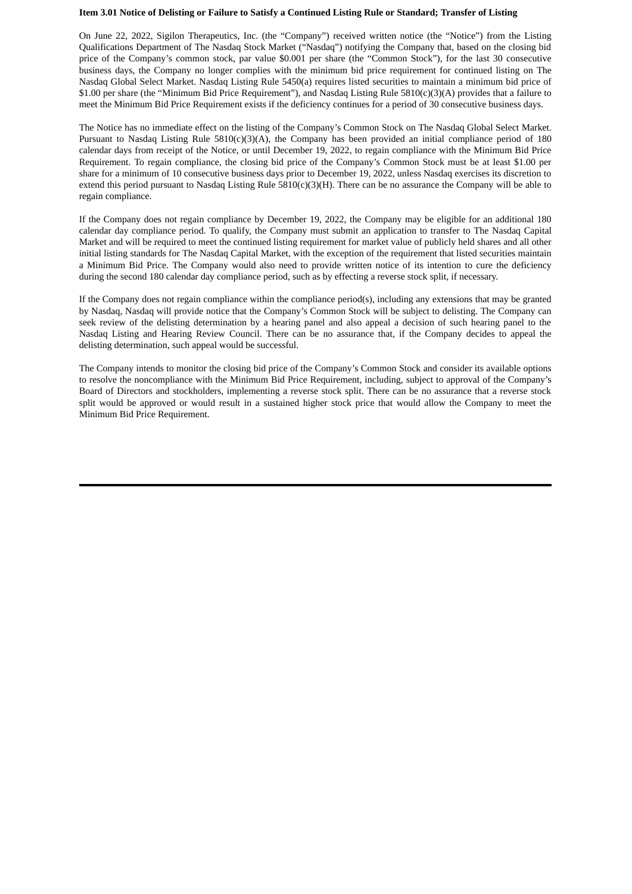**Item 3.01 Notice of Delisting or Failure to Satisfy a Continued Listing Rule or Standard; Transfer of Listing**

On June 22, 2022, Sigilon Therapeutics, Inc. (the "Company") received written notice (the "Notice") from the Listing Qualifications Department of The Nasdaq Stock Market ("Nasdaq") notifying the Company that, based on the closing bid price of the Company's common stock, par value $0.001 per share (the "Common Stock"), for the last 30 consecutive business days, the Company no longer complies with the minimum bid price requirement for continued listing on The Nasdaq Global Select Market. Nasdaq Listing Rule 5450(a) requires listed securities to maintain a minimum bid price of $1.00 per share (the "Minimum Bid Price Requirement"), and Nasdaq Listing Rule 5810(c)(3)(A) provides that a failure to meet the Minimum Bid Price Requirement exists if the deficiency continues for a period of 30 consecutive business days.

The Notice has no immediate effect on the listing of the Company's Common Stock on The Nasdaq Global Select Market. Pursuant to Nasdaq Listing Rule 5810(c)(3)(A), the Company has been provided an initial compliance period of 180 calendar days from receipt of the Notice, or until December 19, 2022, to regain compliance with the Minimum Bid Price Requirement. To regain compliance, the closing bid price of the Company's Common Stock must be at least $1.00 per share for a minimum of 10 consecutive business days prior to December 19, 2022, unless Nasdaq exercises its discretion to extend this period pursuant to Nasdaq Listing Rule 5810(c)(3)(H). There can be no assurance the Company will be able to regain compliance.

If the Company does not regain compliance by December 19, 2022, the Company may be eligible for an additional 180 calendar day compliance period. To qualify, the Company must submit an application to transfer to The Nasdaq Capital Market and will be required to meet the continued listing requirement for market value of publicly held shares and all other initial listing standards for The Nasdaq Capital Market, with the exception of the requirement that listed securities maintain a Minimum Bid Price. The Company would also need to provide written notice of its intention to cure the deficiency during the second 180 calendar day compliance period, such as by effecting a reverse stock split, if necessary.

If the Company does not regain compliance within the compliance period(s), including any extensions that may be granted by Nasdaq, Nasdaq will provide notice that the Company's Common Stock will be subject to delisting. The Company can seek review of the delisting determination by a hearing panel and also appeal a decision of such hearing panel to the Nasdaq Listing and Hearing Review Council. There can be no assurance that, if the Company decides to appeal the delisting determination, such appeal would be successful.

The Company intends to monitor the closing bid price of the Company's Common Stock and consider its available options to resolve the noncompliance with the Minimum Bid Price Requirement, including, subject to approval of the Company's Board of Directors and stockholders, implementing a reverse stock split. There can be no assurance that a reverse stock split would be approved or would result in a sustained higher stock price that would allow the Company to meet the Minimum Bid Price Requirement.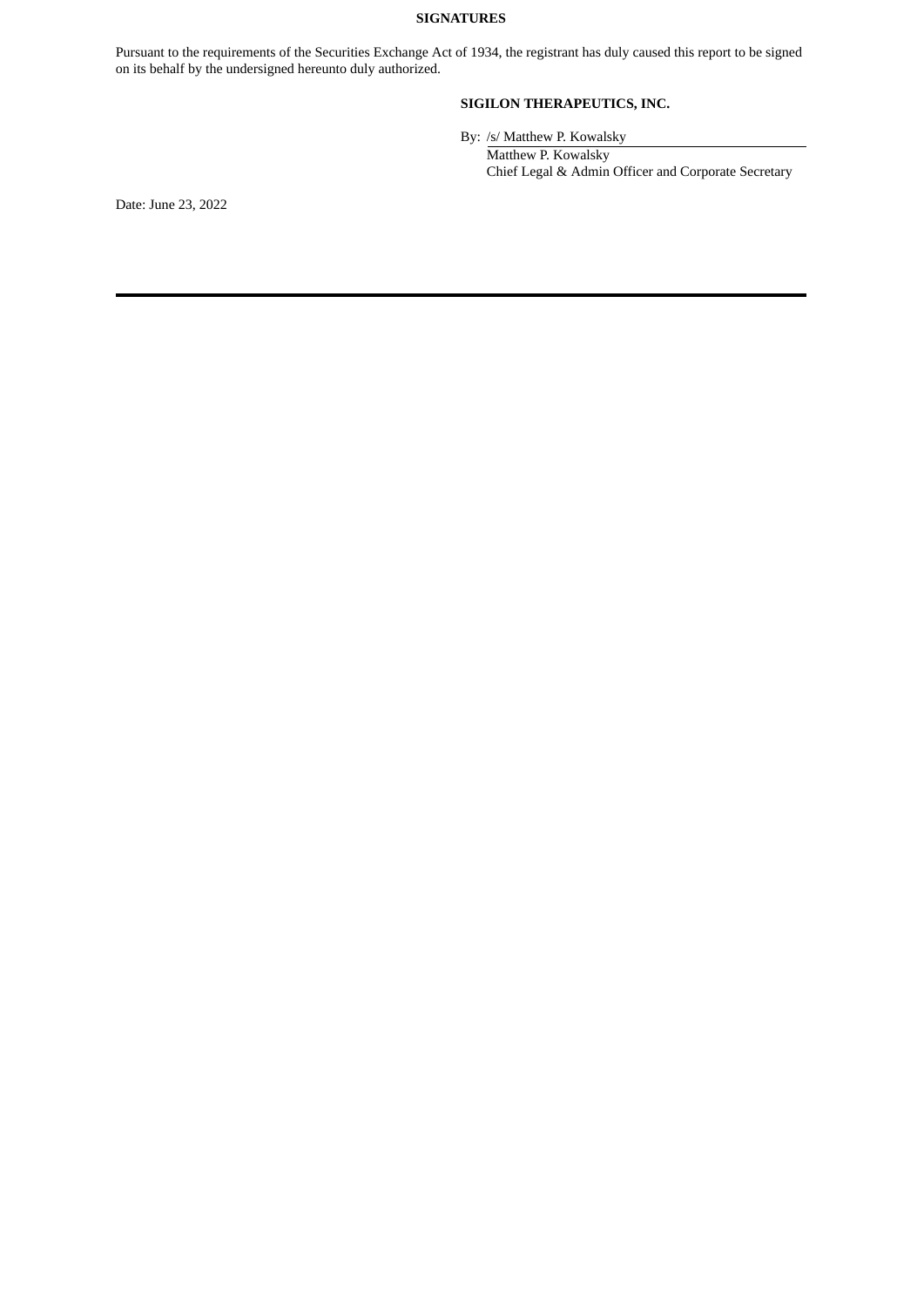**SIGNATURES**

Pursuant to the requirements of the Securities Exchange Act of 1934, the registrant has duly caused this report to be signed on its behalf by the undersigned hereunto duly authorized.

**SIGILON THERAPEUTICS, INC.**

By: /s/ Matthew P. Kowalsky
Matthew P. Kowalsky
Chief Legal & Admin Officer and Corporate Secretary

Date: June 23, 2022